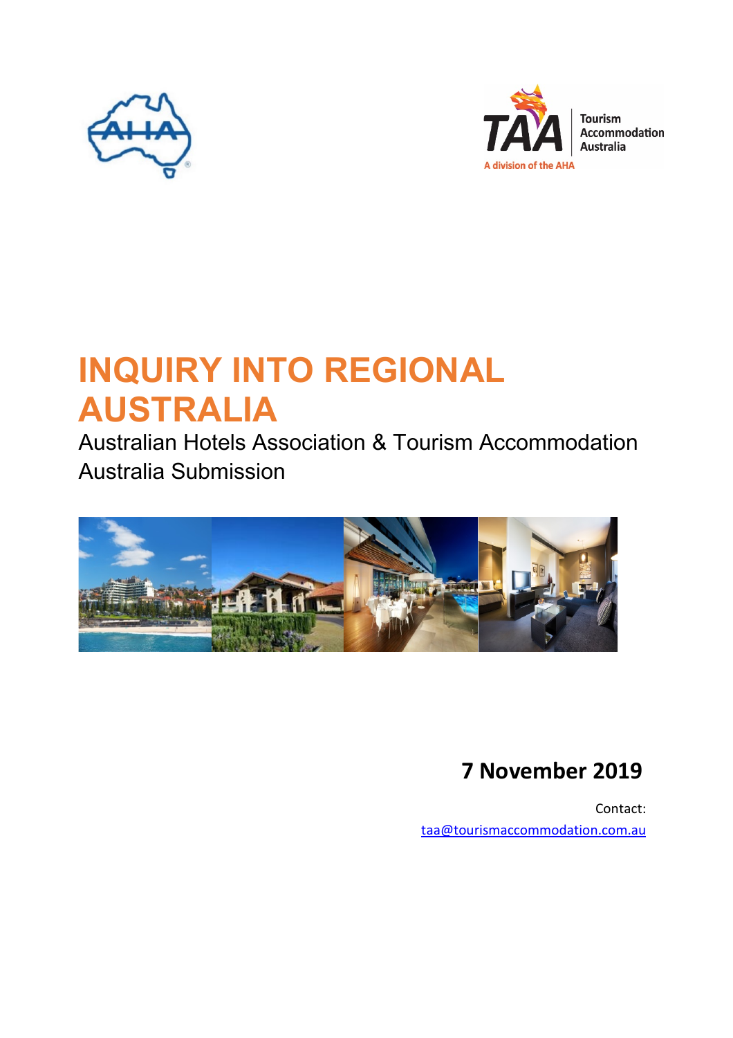# INQUIRY INTO REGIONAL AUSTRALIA

Australian Hotels Association & Tourism Accommodation Australia Submission

**7 November 2019**

Contact:
taa@tourismaccommodation.com.au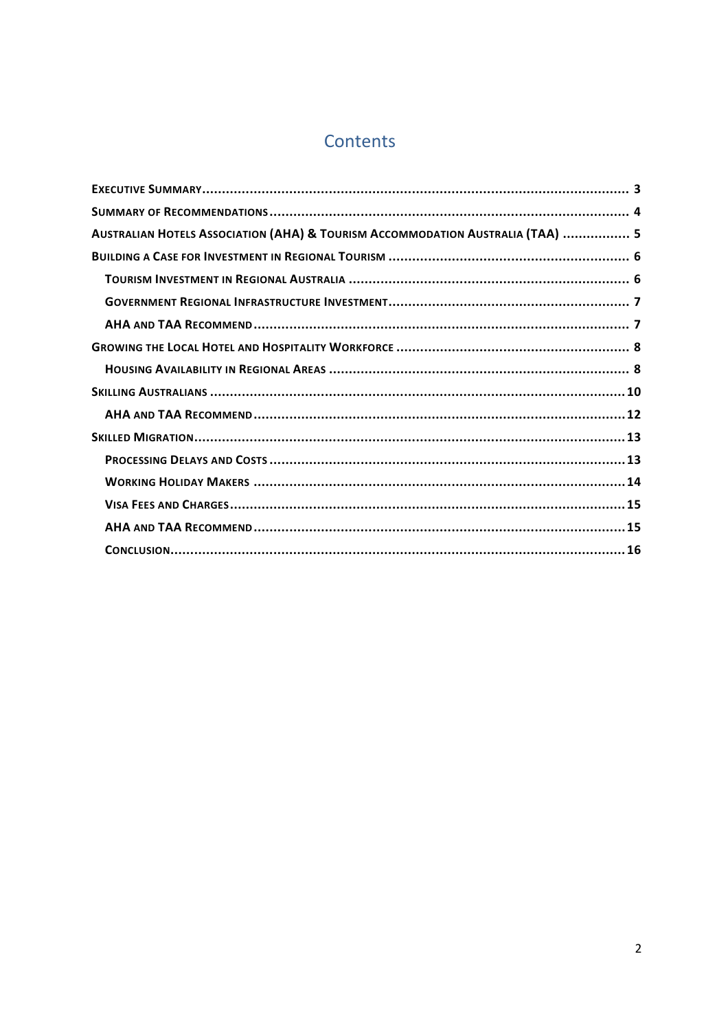# Contents

- **Executive Summary** ........ 3
- **Summary of Recommendations** ........ 4
- **Australian Hotels Association (AHA) & Tourism Accommodation Australia (TAA)** ........ 5
- **Building a Case for Investment in Regional Tourism** ........ 6
  - **Tourism Investment in Regional Australia** ........ 6
  - **Government Regional Infrastructure Investment** ........ 7
  - **AHA and TAA Recommend** ........ 7
- **Growing the Local Hotel and Hospitality Workforce** ........ 8
  - **Housing Availability in Regional Areas** ........ 8
- **Skilling Australians** ........ 10
  - **AHA and TAA Recommend** ........ 12
- **Skilled Migration** ........ 13
  - **Processing Delays and Costs** ........ 13
  - **Working Holiday Makers** ........ 14
  - **Visa Fees and Charges** ........ 15
  - **AHA and TAA Recommend** ........ 15
  - **Conclusion** ........ 16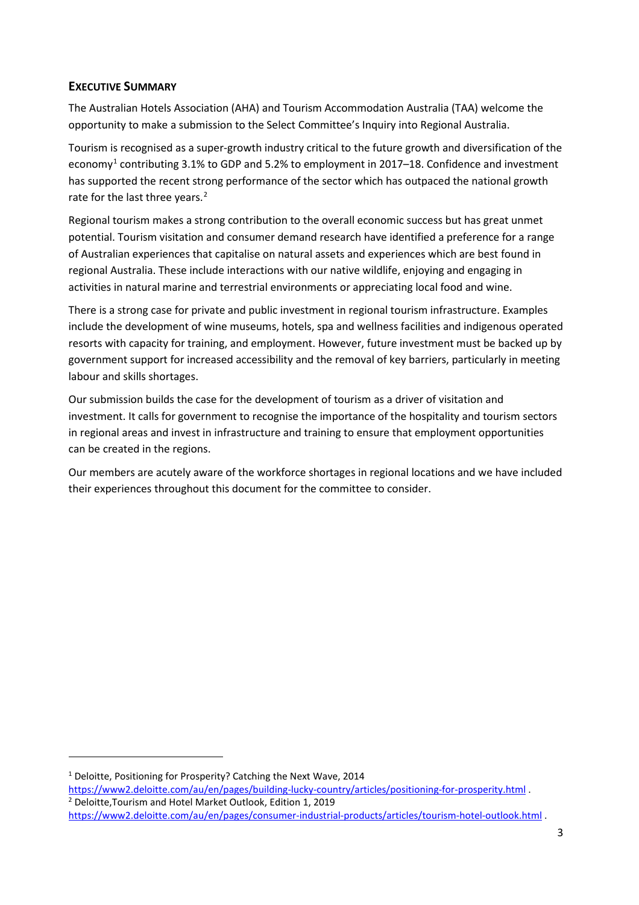## EXECUTIVE SUMMARY

The Australian Hotels Association (AHA) and Tourism Accommodation Australia (TAA) welcome the opportunity to make a submission to the Select Committee's Inquiry into Regional Australia.

Tourism is recognised as a super-growth industry critical to the future growth and diversification of the economy[1] contributing 3.1% to GDP and 5.2% to employment in 2017–18. Confidence and investment has supported the recent strong performance of the sector which has outpaced the national growth rate for the last three years.[2]

Regional tourism makes a strong contribution to the overall economic success but has great unmet potential. Tourism visitation and consumer demand research have identified a preference for a range of Australian experiences that capitalise on natural assets and experiences which are best found in regional Australia. These include interactions with our native wildlife, enjoying and engaging in activities in natural marine and terrestrial environments or appreciating local food and wine.

There is a strong case for private and public investment in regional tourism infrastructure. Examples include the development of wine museums, hotels, spa and wellness facilities and indigenous operated resorts with capacity for training, and employment. However, future investment must be backed up by government support for increased accessibility and the removal of key barriers, particularly in meeting labour and skills shortages.

Our submission builds the case for the development of tourism as a driver of visitation and investment. It calls for government to recognise the importance of the hospitality and tourism sectors in regional areas and invest in infrastructure and training to ensure that employment opportunities can be created in the regions.

Our members are acutely aware of the workforce shortages in regional locations and we have included their experiences throughout this document for the committee to consider.

---

[1] Deloitte, Positioning for Prosperity? Catching the Next Wave, 2014 https://www2.deloitte.com/au/en/pages/building-lucky-country/articles/positioning-for-prosperity.html .

[2] Deloitte,Tourism and Hotel Market Outlook, Edition 1, 2019 https://www2.deloitte.com/au/en/pages/consumer-industrial-products/articles/tourism-hotel-outlook.html .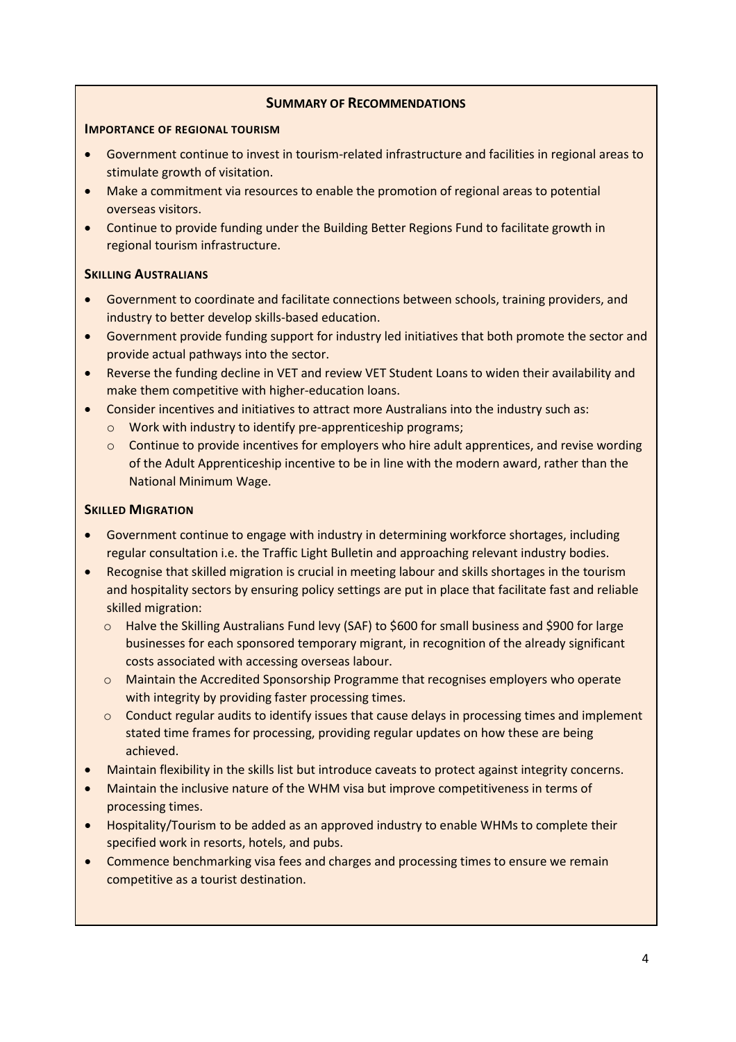## Summary of Recommendations

### Importance of regional tourism

- Government continue to invest in tourism-related infrastructure and facilities in regional areas to stimulate growth of visitation.
- Make a commitment via resources to enable the promotion of regional areas to potential overseas visitors.
- Continue to provide funding under the Building Better Regions Fund to facilitate growth in regional tourism infrastructure.

### Skilling Australians

- Government to coordinate and facilitate connections between schools, training providers, and industry to better develop skills-based education.
- Government provide funding support for industry led initiatives that both promote the sector and provide actual pathways into the sector.
- Reverse the funding decline in VET and review VET Student Loans to widen their availability and make them competitive with higher-education loans.
- Consider incentives and initiatives to attract more Australians into the industry such as:
  - Work with industry to identify pre-apprenticeship programs;
  - Continue to provide incentives for employers who hire adult apprentices, and revise wording of the Adult Apprenticeship incentive to be in line with the modern award, rather than the National Minimum Wage.

### Skilled Migration

- Government continue to engage with industry in determining workforce shortages, including regular consultation i.e. the Traffic Light Bulletin and approaching relevant industry bodies.
- Recognise that skilled migration is crucial in meeting labour and skills shortages in the tourism and hospitality sectors by ensuring policy settings are put in place that facilitate fast and reliable skilled migration:
  - Halve the Skilling Australians Fund levy (SAF) to $600 for small business and $900 for large businesses for each sponsored temporary migrant, in recognition of the already significant costs associated with accessing overseas labour.
  - Maintain the Accredited Sponsorship Programme that recognises employers who operate with integrity by providing faster processing times.
  - Conduct regular audits to identify issues that cause delays in processing times and implement stated time frames for processing, providing regular updates on how these are being achieved.
- Maintain flexibility in the skills list but introduce caveats to protect against integrity concerns.
- Maintain the inclusive nature of the WHM visa but improve competitiveness in terms of processing times.
- Hospitality/Tourism to be added as an approved industry to enable WHMs to complete their specified work in resorts, hotels, and pubs.
- Commence benchmarking visa fees and charges and processing times to ensure we remain competitive as a tourist destination.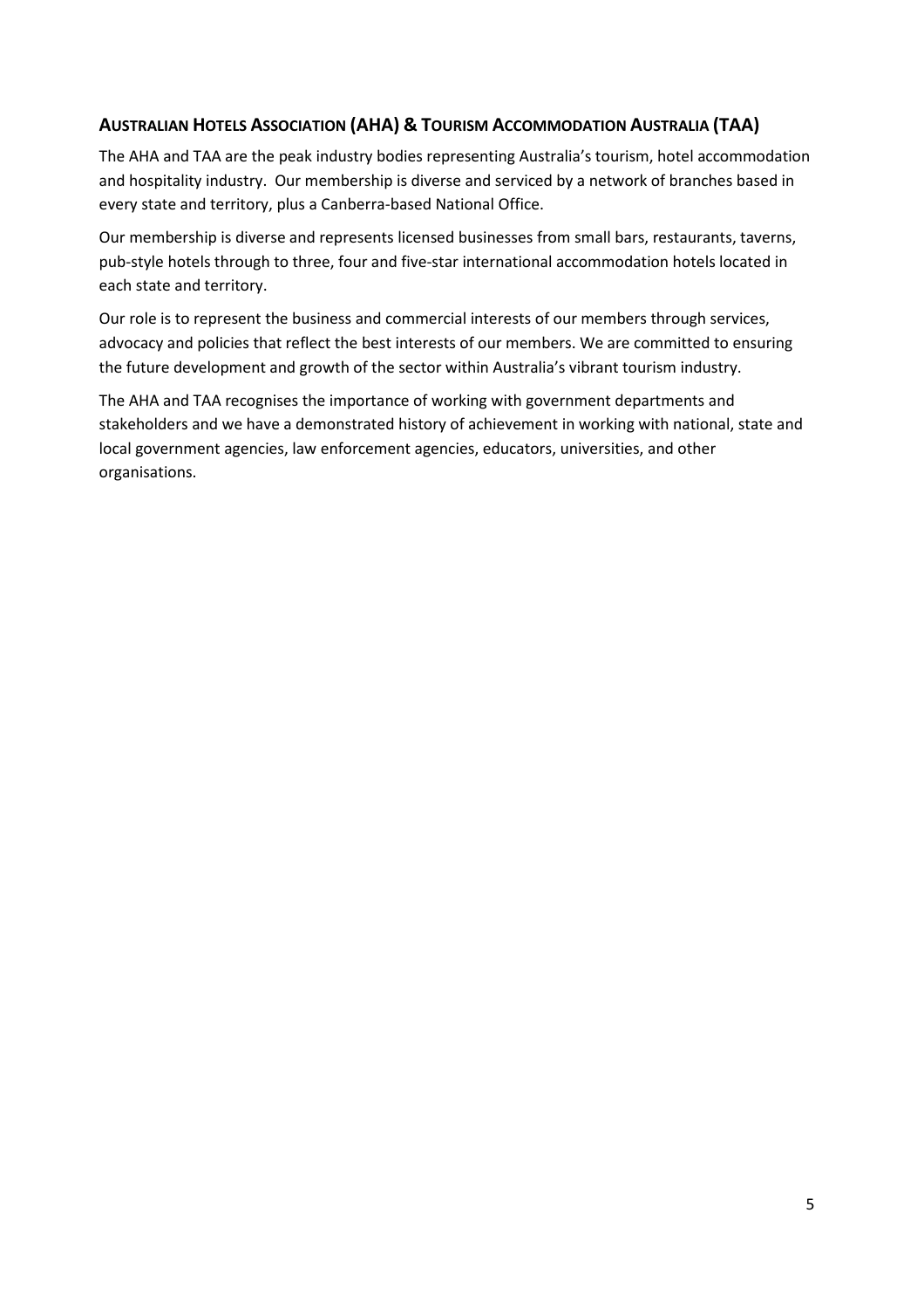## Australian Hotels Association (AHA) & Tourism Accommodation Australia (TAA)

The AHA and TAA are the peak industry bodies representing Australia's tourism, hotel accommodation and hospitality industry. Our membership is diverse and serviced by a network of branches based in every state and territory, plus a Canberra-based National Office.

Our membership is diverse and represents licensed businesses from small bars, restaurants, taverns, pub-style hotels through to three, four and five-star international accommodation hotels located in each state and territory.

Our role is to represent the business and commercial interests of our members through services, advocacy and policies that reflect the best interests of our members. We are committed to ensuring the future development and growth of the sector within Australia's vibrant tourism industry.

The AHA and TAA recognises the importance of working with government departments and stakeholders and we have a demonstrated history of achievement in working with national, state and local government agencies, law enforcement agencies, educators, universities, and other organisations.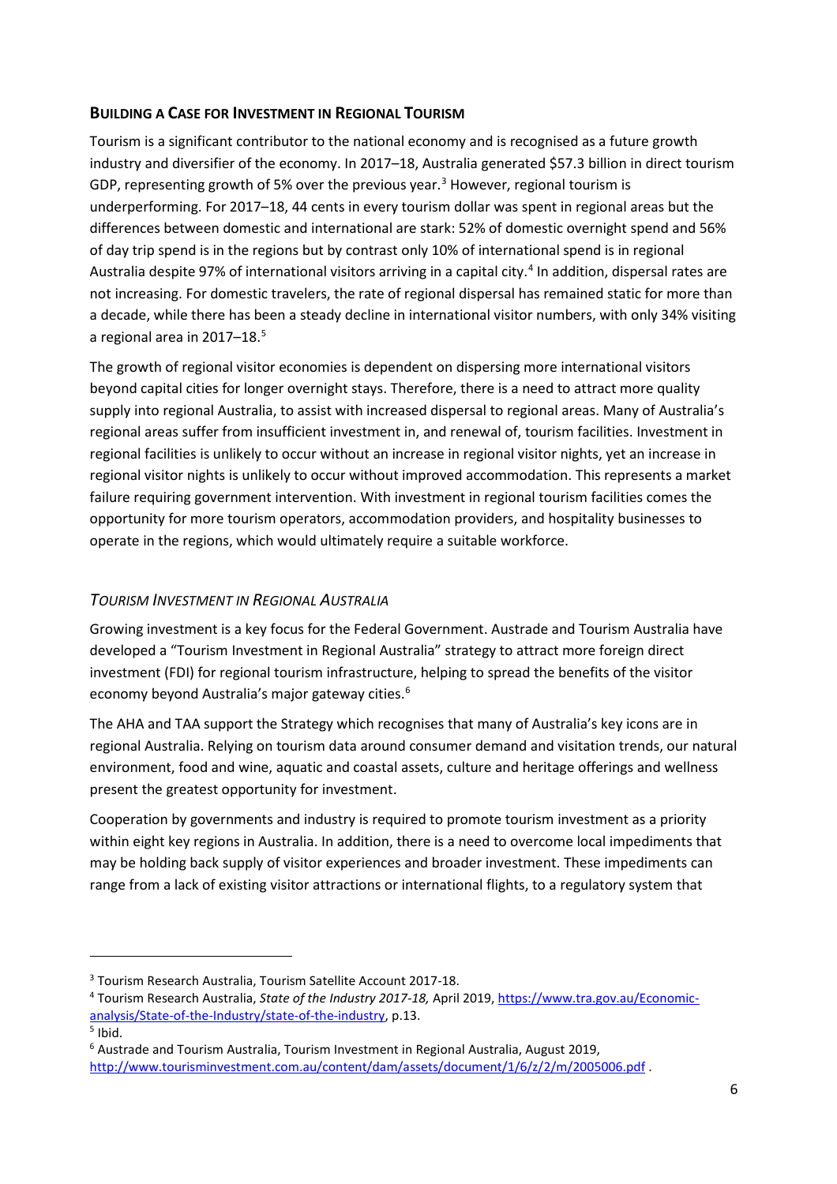## Building a Case for Investment in Regional Tourism

Tourism is a significant contributor to the national economy and is recognised as a future growth industry and diversifier of the economy. In 2017–18, Australia generated $57.3 billion in direct tourism GDP, representing growth of 5% over the previous year.[3] However, regional tourism is underperforming. For 2017–18, 44 cents in every tourism dollar was spent in regional areas but the differences between domestic and international are stark: 52% of domestic overnight spend and 56% of day trip spend is in the regions but by contrast only 10% of international spend is in regional Australia despite 97% of international visitors arriving in a capital city.[4] In addition, dispersal rates are not increasing. For domestic travelers, the rate of regional dispersal has remained static for more than a decade, while there has been a steady decline in international visitor numbers, with only 34% visiting a regional area in 2017–18.[5]

The growth of regional visitor economies is dependent on dispersing more international visitors beyond capital cities for longer overnight stays. Therefore, there is a need to attract more quality supply into regional Australia, to assist with increased dispersal to regional areas. Many of Australia's regional areas suffer from insufficient investment in, and renewal of, tourism facilities. Investment in regional facilities is unlikely to occur without an increase in regional visitor nights, yet an increase in regional visitor nights is unlikely to occur without improved accommodation. This represents a market failure requiring government intervention. With investment in regional tourism facilities comes the opportunity for more tourism operators, accommodation providers, and hospitality businesses to operate in the regions, which would ultimately require a suitable workforce.

### *Tourism Investment in Regional Australia*

Growing investment is a key focus for the Federal Government. Austrade and Tourism Australia have developed a "Tourism Investment in Regional Australia" strategy to attract more foreign direct investment (FDI) for regional tourism infrastructure, helping to spread the benefits of the visitor economy beyond Australia's major gateway cities.[6]

The AHA and TAA support the Strategy which recognises that many of Australia's key icons are in regional Australia. Relying on tourism data around consumer demand and visitation trends, our natural environment, food and wine, aquatic and coastal assets, culture and heritage offerings and wellness present the greatest opportunity for investment.

Cooperation by governments and industry is required to promote tourism investment as a priority within eight key regions in Australia. In addition, there is a need to overcome local impediments that may be holding back supply of visitor experiences and broader investment. These impediments can range from a lack of existing visitor attractions or international flights, to a regulatory system that

---

[3] Tourism Research Australia, Tourism Satellite Account 2017-18.

[4] Tourism Research Australia, *State of the Industry 2017-18,* April 2019, https://www.tra.gov.au/Economic-analysis/State-of-the-Industry/state-of-the-industry, p.13.

[5] Ibid.

[6] Austrade and Tourism Australia, Tourism Investment in Regional Australia, August 2019, http://www.tourisminvestment.com.au/content/dam/assets/document/1/6/z/2/m/2005006.pdf .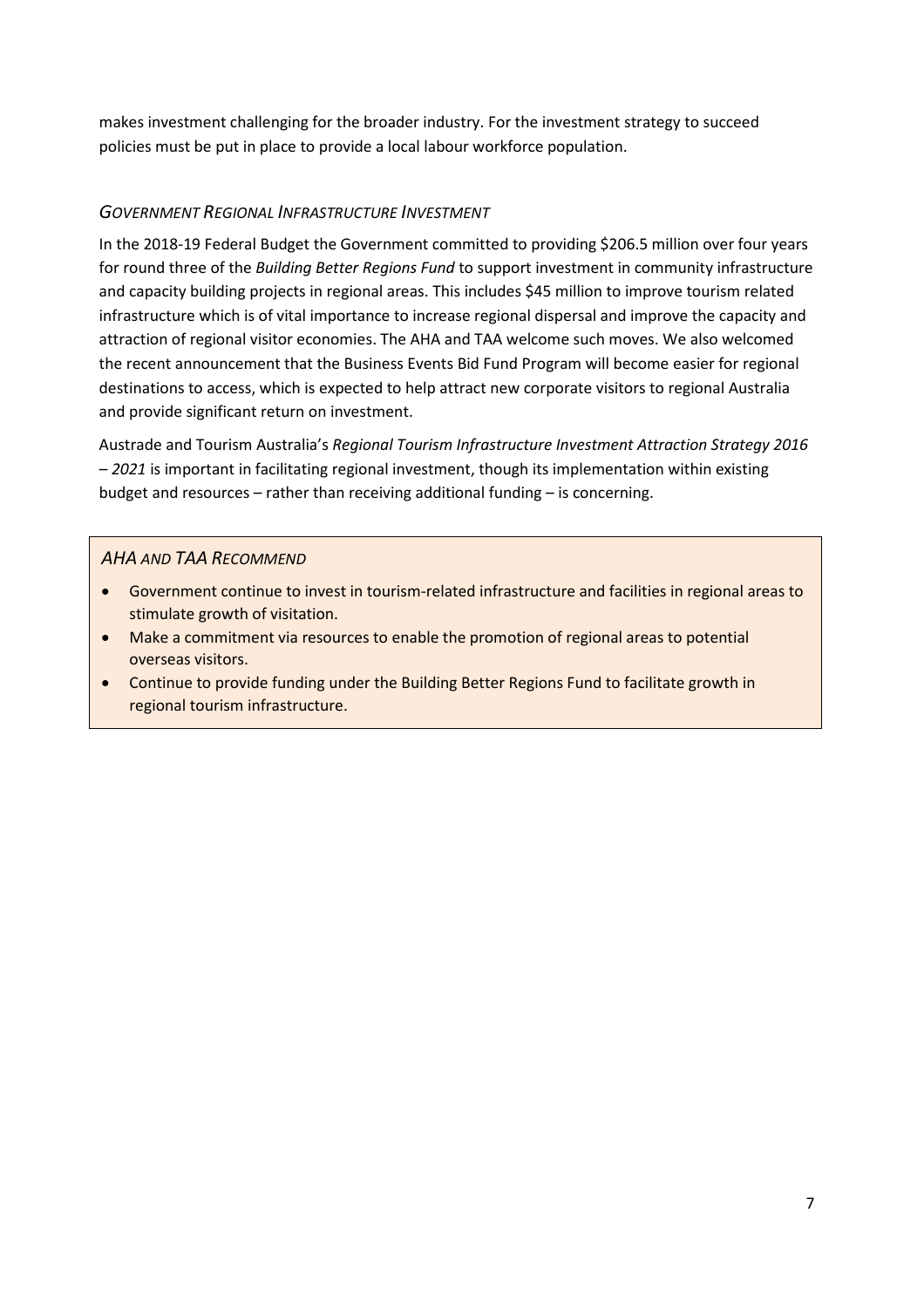makes investment challenging for the broader industry. For the investment strategy to succeed policies must be put in place to provide a local labour workforce population.

### *Government Regional Infrastructure Investment*

In the 2018-19 Federal Budget the Government committed to providing $206.5 million over four years for round three of the *Building Better Regions Fund* to support investment in community infrastructure and capacity building projects in regional areas. This includes $45 million to improve tourism related infrastructure which is of vital importance to increase regional dispersal and improve the capacity and attraction of regional visitor economies. The AHA and TAA welcome such moves. We also welcomed the recent announcement that the Business Events Bid Fund Program will become easier for regional destinations to access, which is expected to help attract new corporate visitors to regional Australia and provide significant return on investment.

Austrade and Tourism Australia's *Regional Tourism Infrastructure Investment Attraction Strategy 2016 – 2021* is important in facilitating regional investment, though its implementation within existing budget and resources – rather than receiving additional funding – is concerning.

### *AHA and TAA Recommend*

- Government continue to invest in tourism-related infrastructure and facilities in regional areas to stimulate growth of visitation.
- Make a commitment via resources to enable the promotion of regional areas to potential overseas visitors.
- Continue to provide funding under the Building Better Regions Fund to facilitate growth in regional tourism infrastructure.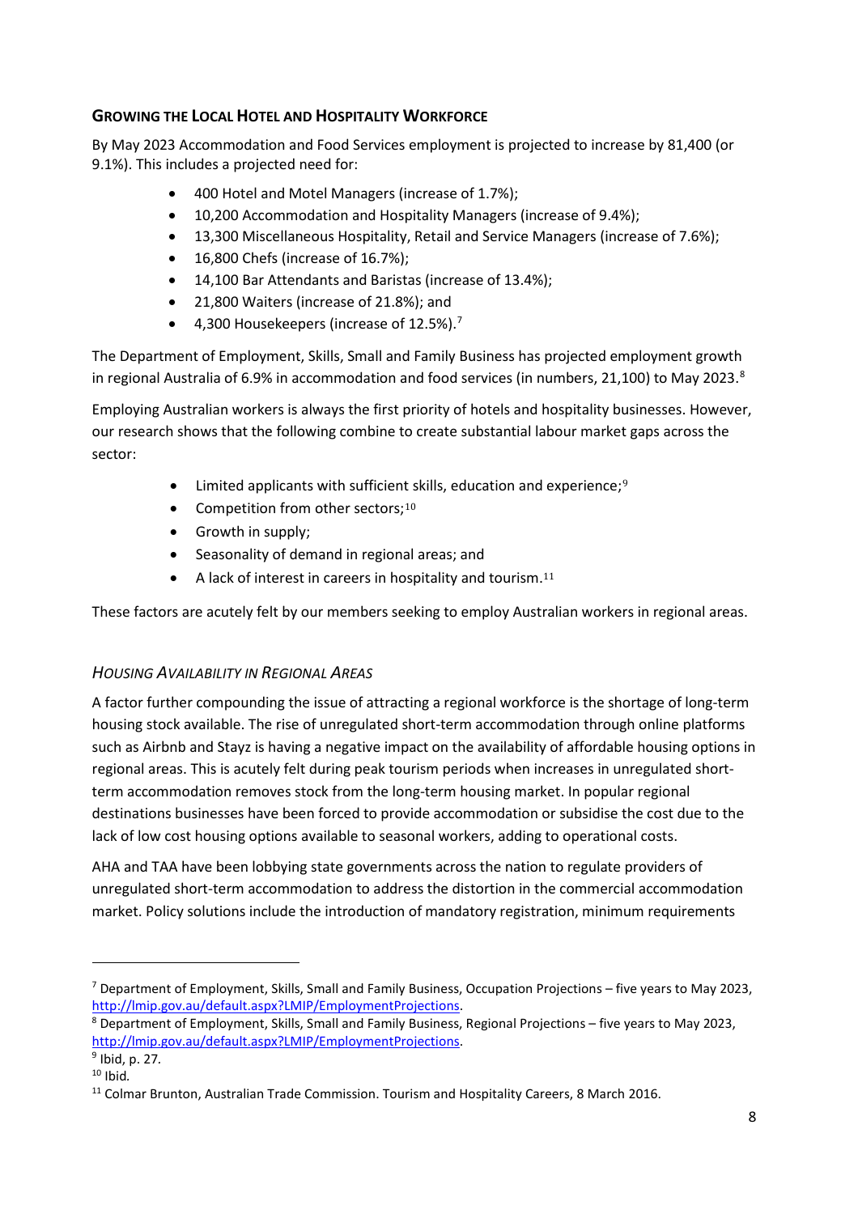## GROWING THE LOCAL HOTEL AND HOSPITALITY WORKFORCE

By May 2023 Accommodation and Food Services employment is projected to increase by 81,400 (or 9.1%). This includes a projected need for:

- 400 Hotel and Motel Managers (increase of 1.7%);
- 10,200 Accommodation and Hospitality Managers (increase of 9.4%);
- 13,300 Miscellaneous Hospitality, Retail and Service Managers (increase of 7.6%);
- 16,800 Chefs (increase of 16.7%);
- 14,100 Bar Attendants and Baristas (increase of 13.4%);
- 21,800 Waiters (increase of 21.8%); and
- 4,300 Housekeepers (increase of 12.5%).[7]

The Department of Employment, Skills, Small and Family Business has projected employment growth in regional Australia of 6.9% in accommodation and food services (in numbers, 21,100) to May 2023.[8]

Employing Australian workers is always the first priority of hotels and hospitality businesses. However, our research shows that the following combine to create substantial labour market gaps across the sector:

- Limited applicants with sufficient skills, education and experience;[9]
- Competition from other sectors;[10]
- Growth in supply;
- Seasonality of demand in regional areas; and
- A lack of interest in careers in hospitality and tourism.[11]

These factors are acutely felt by our members seeking to employ Australian workers in regional areas.

### *HOUSING AVAILABILITY IN REGIONAL AREAS*

A factor further compounding the issue of attracting a regional workforce is the shortage of long-term housing stock available. The rise of unregulated short-term accommodation through online platforms such as Airbnb and Stayz is having a negative impact on the availability of affordable housing options in regional areas. This is acutely felt during peak tourism periods when increases in unregulated short-term accommodation removes stock from the long-term housing market. In popular regional destinations businesses have been forced to provide accommodation or subsidise the cost due to the lack of low cost housing options available to seasonal workers, adding to operational costs.

AHA and TAA have been lobbying state governments across the nation to regulate providers of unregulated short-term accommodation to address the distortion in the commercial accommodation market. Policy solutions include the introduction of mandatory registration, minimum requirements

---

[7] Department of Employment, Skills, Small and Family Business, Occupation Projections – five years to May 2023, http://lmip.gov.au/default.aspx?LMIP/EmploymentProjections.

[8] Department of Employment, Skills, Small and Family Business, Regional Projections – five years to May 2023, http://lmip.gov.au/default.aspx?LMIP/EmploymentProjections.

[9] Ibid, p. 27.

[10] Ibid.

[11] Colmar Brunton, Australian Trade Commission. Tourism and Hospitality Careers, 8 March 2016.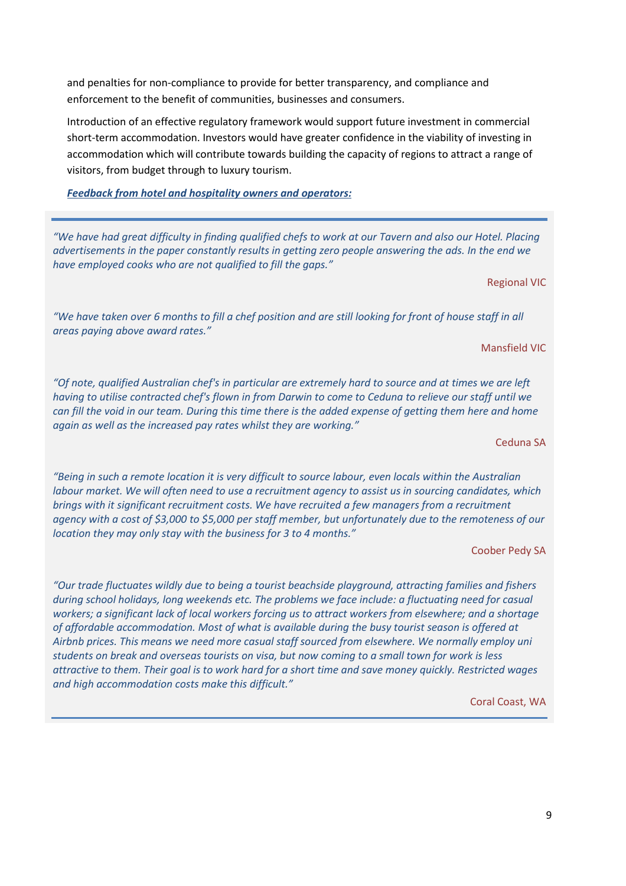and penalties for non-compliance to provide for better transparency, and compliance and enforcement to the benefit of communities, businesses and consumers.

Introduction of an effective regulatory framework would support future investment in commercial short-term accommodation. Investors would have greater confidence in the viability of investing in accommodation which will contribute towards building the capacity of regions to attract a range of visitors, from budget through to luxury tourism.

***Feedback from hotel and hospitality owners and operators:***

*"We have had great difficulty in finding qualified chefs to work at our Tavern and also our Hotel. Placing advertisements in the paper constantly results in getting zero people answering the ads. In the end we have employed cooks who are not qualified to fill the gaps."*

Regional VIC

*"We have taken over 6 months to fill a chef position and are still looking for front of house staff in all areas paying above award rates."*

Mansfield VIC

*"Of note, qualified Australian chef's in particular are extremely hard to source and at times we are left having to utilise contracted chef's flown in from Darwin to come to Ceduna to relieve our staff until we can fill the void in our team. During this time there is the added expense of getting them here and home again as well as the increased pay rates whilst they are working."*

Ceduna SA

*"Being in such a remote location it is very difficult to source labour, even locals within the Australian labour market. We will often need to use a recruitment agency to assist us in sourcing candidates, which brings with it significant recruitment costs. We have recruited a few managers from a recruitment agency with a cost of $3,000 to $5,000 per staff member, but unfortunately due to the remoteness of our location they may only stay with the business for 3 to 4 months."*

Coober Pedy SA

*"Our trade fluctuates wildly due to being a tourist beachside playground, attracting families and fishers during school holidays, long weekends etc. The problems we face include: a fluctuating need for casual workers; a significant lack of local workers forcing us to attract workers from elsewhere; and a shortage of affordable accommodation. Most of what is available during the busy tourist season is offered at Airbnb prices. This means we need more casual staff sourced from elsewhere. We normally employ uni students on break and overseas tourists on visa, but now coming to a small town for work is less attractive to them. Their goal is to work hard for a short time and save money quickly. Restricted wages and high accommodation costs make this difficult."*

Coral Coast, WA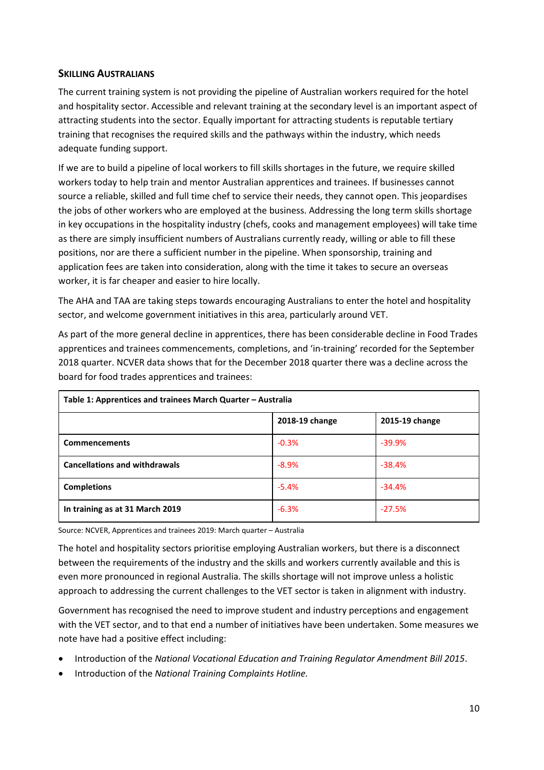## Skilling Australians

The current training system is not providing the pipeline of Australian workers required for the hotel and hospitality sector. Accessible and relevant training at the secondary level is an important aspect of attracting students into the sector. Equally important for attracting students is reputable tertiary training that recognises the required skills and the pathways within the industry, which needs adequate funding support.

If we are to build a pipeline of local workers to fill skills shortages in the future, we require skilled workers today to help train and mentor Australian apprentices and trainees. If businesses cannot source a reliable, skilled and full time chef to service their needs, they cannot open. This jeopardises the jobs of other workers who are employed at the business. Addressing the long term skills shortage in key occupations in the hospitality industry (chefs, cooks and management employees) will take time as there are simply insufficient numbers of Australians currently ready, willing or able to fill these positions, nor are there a sufficient number in the pipeline. When sponsorship, training and application fees are taken into consideration, along with the time it takes to secure an overseas worker, it is far cheaper and easier to hire locally.

The AHA and TAA are taking steps towards encouraging Australians to enter the hotel and hospitality sector, and welcome government initiatives in this area, particularly around VET.

As part of the more general decline in apprentices, there has been considerable decline in Food Trades apprentices and trainees commencements, completions, and 'in-training' recorded for the September 2018 quarter. NCVER data shows that for the December 2018 quarter there was a decline across the board for food trades apprentices and trainees:

**Table 1: Apprentices and trainees March Quarter – Australia**

| | 2018-19 change | 2015-19 change |
|---|---|---|
| **Commencements** | -0.3% | -39.9% |
| **Cancellations and withdrawals** | -8.9% | -38.4% |
| **Completions** | -5.4% | -34.4% |
| **In training as at 31 March 2019** | -6.3% | -27.5% |

Source: NCVER, Apprentices and trainees 2019: March quarter – Australia

The hotel and hospitality sectors prioritise employing Australian workers, but there is a disconnect between the requirements of the industry and the skills and workers currently available and this is even more pronounced in regional Australia. The skills shortage will not improve unless a holistic approach to addressing the current challenges to the VET sector is taken in alignment with industry.

Government has recognised the need to improve student and industry perceptions and engagement with the VET sector, and to that end a number of initiatives have been undertaken. Some measures we note have had a positive effect including:

- Introduction of the *National Vocational Education and Training Regulator Amendment Bill 2015*.
- Introduction of the *National Training Complaints Hotline.*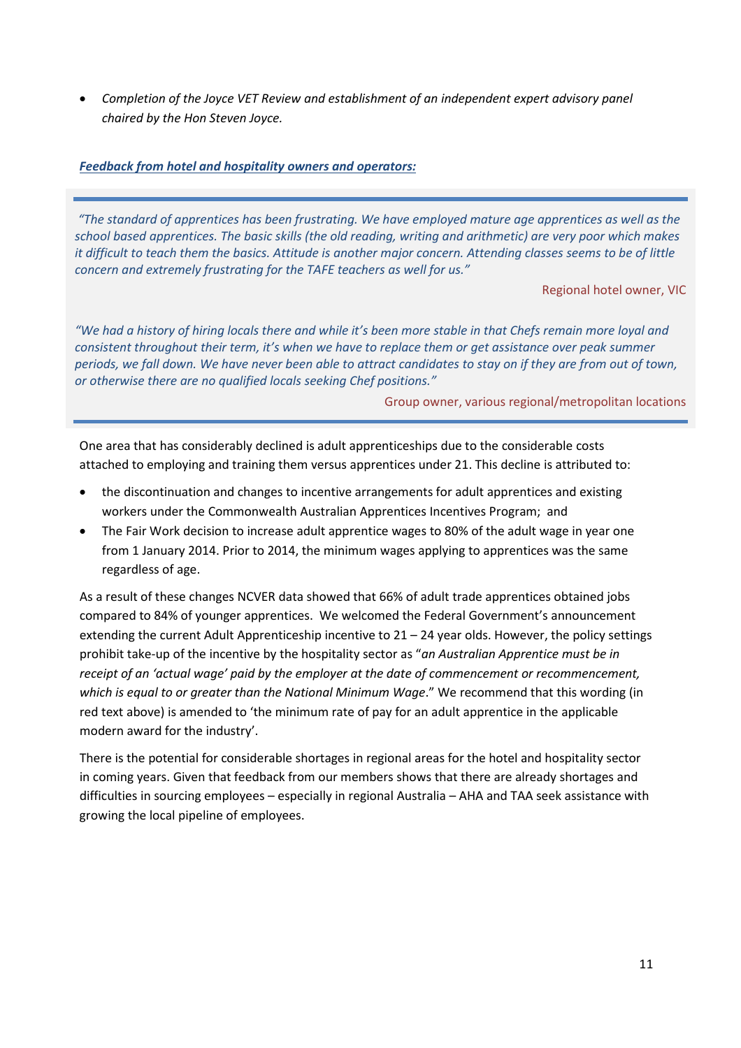- *Completion of the Joyce VET Review and establishment of an independent expert advisory panel chaired by the Hon Steven Joyce.*

***Feedback from hotel and hospitality owners and operators:***

> *"The standard of apprentices has been frustrating. We have employed mature age apprentices as well as the school based apprentices. The basic skills (the old reading, writing and arithmetic) are very poor which makes it difficult to teach them the basics. Attitude is another major concern. Attending classes seems to be of little concern and extremely frustrating for the TAFE teachers as well for us."*
>
> Regional hotel owner, VIC
>
> *"We had a history of hiring locals there and while it's been more stable in that Chefs remain more loyal and consistent throughout their term, it's when we have to replace them or get assistance over peak summer periods, we fall down. We have never been able to attract candidates to stay on if they are from out of town, or otherwise there are no qualified locals seeking Chef positions."*
>
> Group owner, various regional/metropolitan locations

One area that has considerably declined is adult apprenticeships due to the considerable costs attached to employing and training them versus apprentices under 21. This decline is attributed to:

- the discontinuation and changes to incentive arrangements for adult apprentices and existing workers under the Commonwealth Australian Apprentices Incentives Program; and
- The Fair Work decision to increase adult apprentice wages to 80% of the adult wage in year one from 1 January 2014. Prior to 2014, the minimum wages applying to apprentices was the same regardless of age.

As a result of these changes NCVER data showed that 66% of adult trade apprentices obtained jobs compared to 84% of younger apprentices. We welcomed the Federal Government's announcement extending the current Adult Apprenticeship incentive to 21 – 24 year olds. However, the policy settings prohibit take-up of the incentive by the hospitality sector as "*an Australian Apprentice must be in receipt of an 'actual wage' paid by the employer at the date of commencement or recommencement, which is equal to or greater than the National Minimum Wage*." We recommend that this wording (in red text above) is amended to 'the minimum rate of pay for an adult apprentice in the applicable modern award for the industry'.

There is the potential for considerable shortages in regional areas for the hotel and hospitality sector in coming years. Given that feedback from our members shows that there are already shortages and difficulties in sourcing employees – especially in regional Australia – AHA and TAA seek assistance with growing the local pipeline of employees.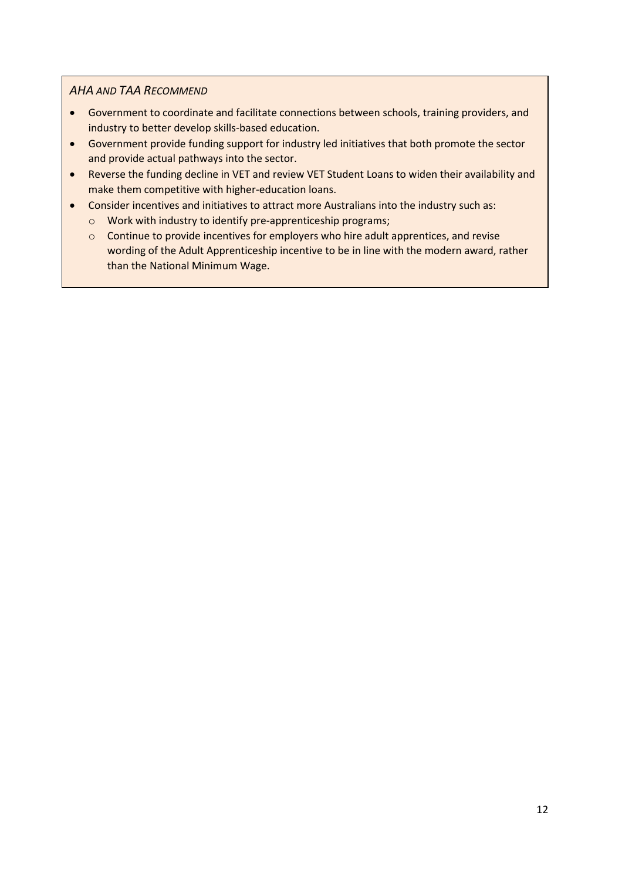*AHA AND TAA RECOMMEND*

- Government to coordinate and facilitate connections between schools, training providers, and industry to better develop skills-based education.
- Government provide funding support for industry led initiatives that both promote the sector and provide actual pathways into the sector.
- Reverse the funding decline in VET and review VET Student Loans to widen their availability and make them competitive with higher-education loans.
- Consider incentives and initiatives to attract more Australians into the industry such as:
  - Work with industry to identify pre-apprenticeship programs;
  - Continue to provide incentives for employers who hire adult apprentices, and revise wording of the Adult Apprenticeship incentive to be in line with the modern award, rather than the National Minimum Wage.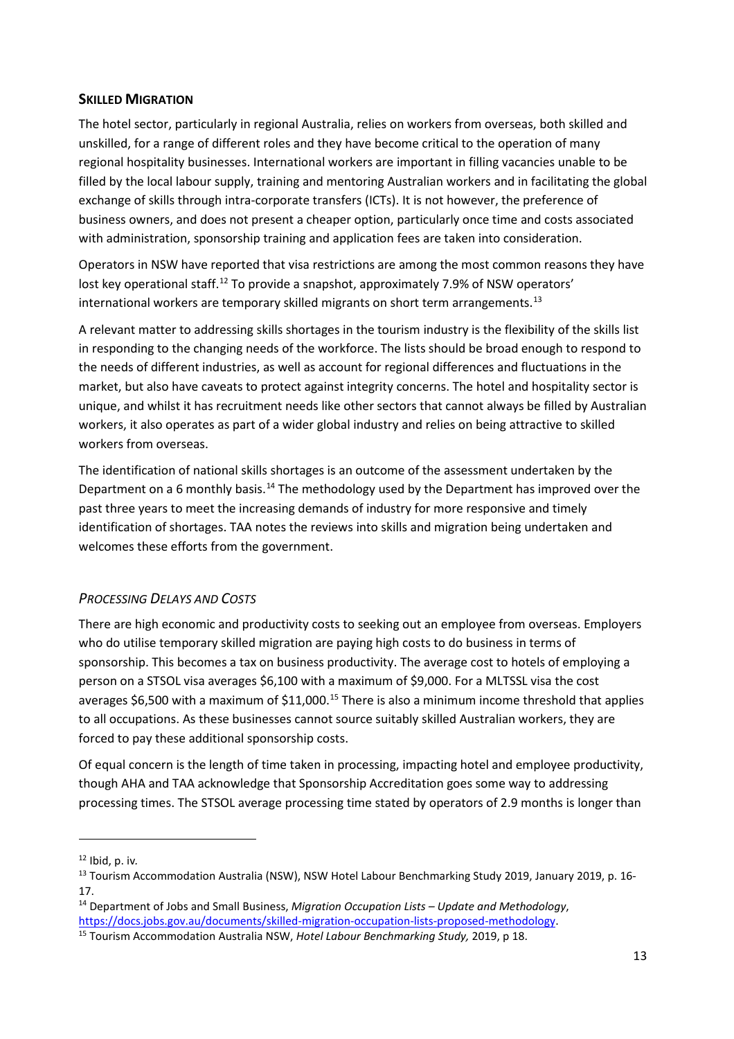## **SKILLED MIGRATION**

The hotel sector, particularly in regional Australia, relies on workers from overseas, both skilled and unskilled, for a range of different roles and they have become critical to the operation of many regional hospitality businesses. International workers are important in filling vacancies unable to be filled by the local labour supply, training and mentoring Australian workers and in facilitating the global exchange of skills through intra-corporate transfers (ICTs). It is not however, the preference of business owners, and does not present a cheaper option, particularly once time and costs associated with administration, sponsorship training and application fees are taken into consideration.

Operators in NSW have reported that visa restrictions are among the most common reasons they have lost key operational staff.[12] To provide a snapshot, approximately 7.9% of NSW operators' international workers are temporary skilled migrants on short term arrangements.[13]

A relevant matter to addressing skills shortages in the tourism industry is the flexibility of the skills list in responding to the changing needs of the workforce. The lists should be broad enough to respond to the needs of different industries, as well as account for regional differences and fluctuations in the market, but also have caveats to protect against integrity concerns. The hotel and hospitality sector is unique, and whilst it has recruitment needs like other sectors that cannot always be filled by Australian workers, it also operates as part of a wider global industry and relies on being attractive to skilled workers from overseas.

The identification of national skills shortages is an outcome of the assessment undertaken by the Department on a 6 monthly basis.[14] The methodology used by the Department has improved over the past three years to meet the increasing demands of industry for more responsive and timely identification of shortages. TAA notes the reviews into skills and migration being undertaken and welcomes these efforts from the government.

### *PROCESSING DELAYS AND COSTS*

There are high economic and productivity costs to seeking out an employee from overseas. Employers who do utilise temporary skilled migration are paying high costs to do business in terms of sponsorship. This becomes a tax on business productivity. The average cost to hotels of employing a person on a STSOL visa averages $6,100 with a maximum of $9,000. For a MLTSSL visa the cost averages $6,500 with a maximum of $11,000.[15] There is also a minimum income threshold that applies to all occupations. As these businesses cannot source suitably skilled Australian workers, they are forced to pay these additional sponsorship costs.

Of equal concern is the length of time taken in processing, impacting hotel and employee productivity, though AHA and TAA acknowledge that Sponsorship Accreditation goes some way to addressing processing times. The STSOL average processing time stated by operators of 2.9 months is longer than

---

[12] Ibid, p. iv.

[13] Tourism Accommodation Australia (NSW), NSW Hotel Labour Benchmarking Study 2019, January 2019, p. 16-17.

[14] Department of Jobs and Small Business, *Migration Occupation Lists – Update and Methodology*, https://docs.jobs.gov.au/documents/skilled-migration-occupation-lists-proposed-methodology.

[15] Tourism Accommodation Australia NSW, *Hotel Labour Benchmarking Study,* 2019, p 18.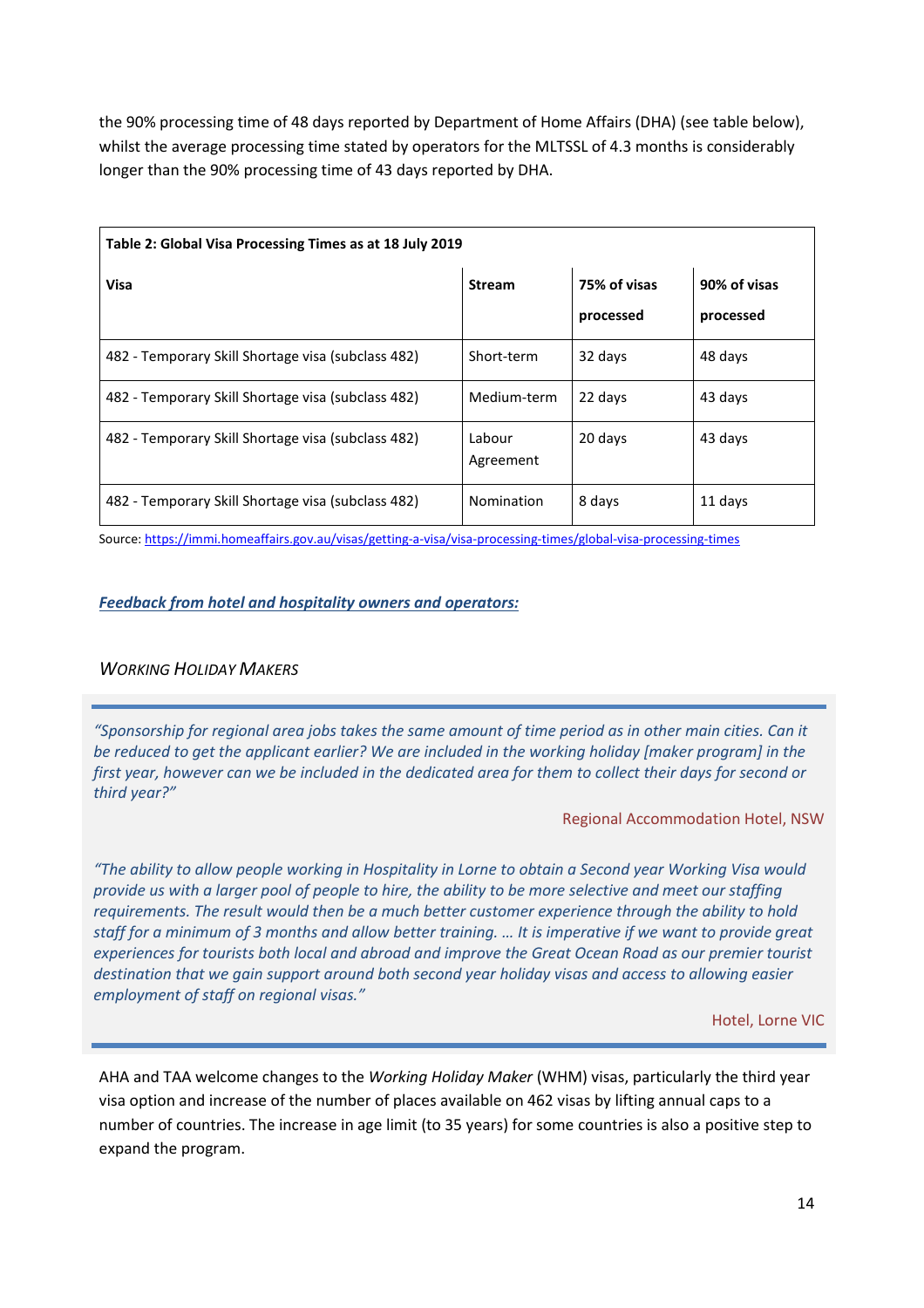the 90% processing time of 48 days reported by Department of Home Affairs (DHA) (see table below), whilst the average processing time stated by operators for the MLTSSL of 4.3 months is considerably longer than the 90% processing time of 43 days reported by DHA.

**Table 2: Global Visa Processing Times as at 18 July 2019**

| Visa | Stream | 75% of visas processed | 90% of visas processed |
|---|---|---|---|
| 482 - Temporary Skill Shortage visa (subclass 482) | Short-term | 32 days | 48 days |
| 482 - Temporary Skill Shortage visa (subclass 482) | Medium-term | 22 days | 43 days |
| 482 - Temporary Skill Shortage visa (subclass 482) | Labour Agreement | 20 days | 43 days |
| 482 - Temporary Skill Shortage visa (subclass 482) | Nomination | 8 days | 11 days |

Source: https://immi.homeaffairs.gov.au/visas/getting-a-visa/visa-processing-times/global-visa-processing-times

***Feedback from hotel and hospitality owners and operators:***

*Working Holiday Makers*

> *"Sponsorship for regional area jobs takes the same amount of time period as in other main cities. Can it be reduced to get the applicant earlier? We are included in the working holiday [maker program] in the first year, however can we be included in the dedicated area for them to collect their days for second or third year?"*
>
> Regional Accommodation Hotel, NSW
>
> *"The ability to allow people working in Hospitality in Lorne to obtain a Second year Working Visa would provide us with a larger pool of people to hire, the ability to be more selective and meet our staffing requirements. The result would then be a much better customer experience through the ability to hold staff for a minimum of 3 months and allow better training. … It is imperative if we want to provide great experiences for tourists both local and abroad and improve the Great Ocean Road as our premier tourist destination that we gain support around both second year holiday visas and access to allowing easier employment of staff on regional visas."*
>
> Hotel, Lorne VIC

AHA and TAA welcome changes to the *Working Holiday Maker* (WHM) visas, particularly the third year visa option and increase of the number of places available on 462 visas by lifting annual caps to a number of countries. The increase in age limit (to 35 years) for some countries is also a positive step to expand the program.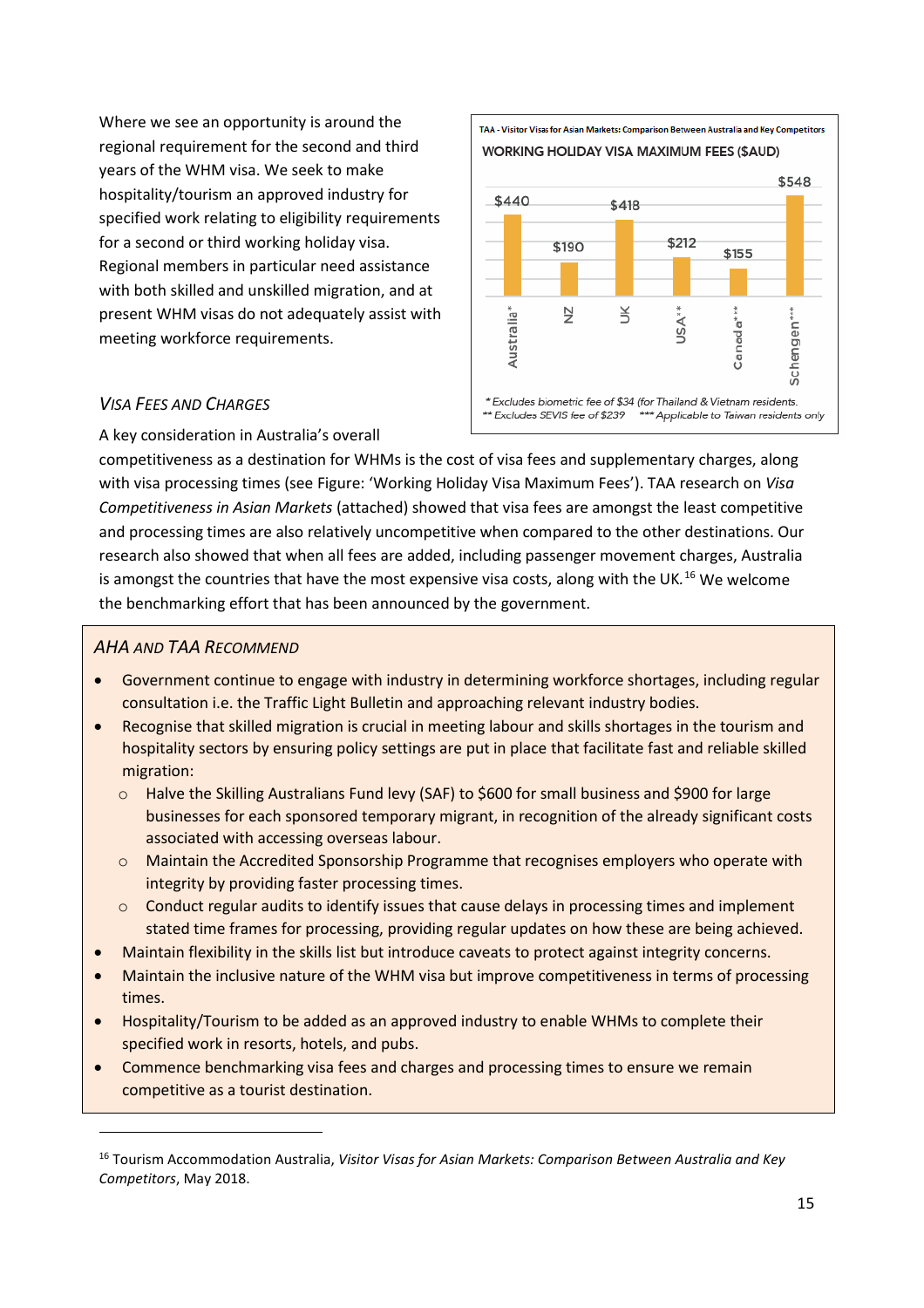Where we see an opportunity is around the regional requirement for the second and third years of the WHM visa. We seek to make hospitality/tourism an approved industry for specified work relating to eligibility requirements for a second or third working holiday visa. Regional members in particular need assistance with both skilled and unskilled migration, and at present WHM visas do not adequately assist with meeting workforce requirements.

TAA - Visitor Visas for Asian Markets: Comparison Between Australia and Key Competitors

**WORKING HOLIDAY VISA MAXIMUM FEES ($AUD)**

| Country | Fee |
|---|---|
| Australia* | $440 |
| NZ | $190 |
| UK | $418 |
| USA** | $212 |
| Canada*** | $155 |
| Schengen*** | $548 |

* Excludes biometric fee of $34 (for Thailand & Vietnam residents.
** Excludes SEVIS fee of $239 *** Applicable to Taiwan residents only

### *Visa Fees and Charges*

A key consideration in Australia's overall competitiveness as a destination for WHMs is the cost of visa fees and supplementary charges, along with visa processing times (see Figure: 'Working Holiday Visa Maximum Fees'). TAA research on *Visa Competitiveness in Asian Markets* (attached) showed that visa fees are amongst the least competitive and processing times are also relatively uncompetitive when compared to the other destinations. Our research also showed that when all fees are added, including passenger movement charges, Australia is amongst the countries that have the most expensive visa costs, along with the UK.[16] We welcome the benchmarking effort that has been announced by the government.

### *AHA and TAA Recommend*

- Government continue to engage with industry in determining workforce shortages, including regular consultation i.e. the Traffic Light Bulletin and approaching relevant industry bodies.
- Recognise that skilled migration is crucial in meeting labour and skills shortages in the tourism and hospitality sectors by ensuring policy settings are put in place that facilitate fast and reliable skilled migration:
  - Halve the Skilling Australians Fund levy (SAF) to $600 for small business and $900 for large businesses for each sponsored temporary migrant, in recognition of the already significant costs associated with accessing overseas labour.
  - Maintain the Accredited Sponsorship Programme that recognises employers who operate with integrity by providing faster processing times.
  - Conduct regular audits to identify issues that cause delays in processing times and implement stated time frames for processing, providing regular updates on how these are being achieved.
- Maintain flexibility in the skills list but introduce caveats to protect against integrity concerns.
- Maintain the inclusive nature of the WHM visa but improve competitiveness in terms of processing times.
- Hospitality/Tourism to be added as an approved industry to enable WHMs to complete their specified work in resorts, hotels, and pubs.
- Commence benchmarking visa fees and charges and processing times to ensure we remain competitive as a tourist destination.

[16] Tourism Accommodation Australia, *Visitor Visas for Asian Markets: Comparison Between Australia and Key Competitors*, May 2018.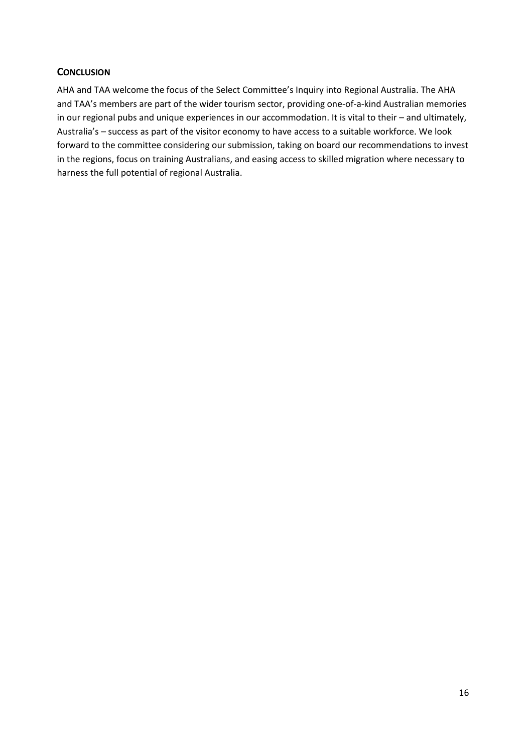## Conclusion

AHA and TAA welcome the focus of the Select Committee's Inquiry into Regional Australia. The AHA and TAA's members are part of the wider tourism sector, providing one-of-a-kind Australian memories in our regional pubs and unique experiences in our accommodation. It is vital to their – and ultimately, Australia's – success as part of the visitor economy to have access to a suitable workforce. We look forward to the committee considering our submission, taking on board our recommendations to invest in the regions, focus on training Australians, and easing access to skilled migration where necessary to harness the full potential of regional Australia.